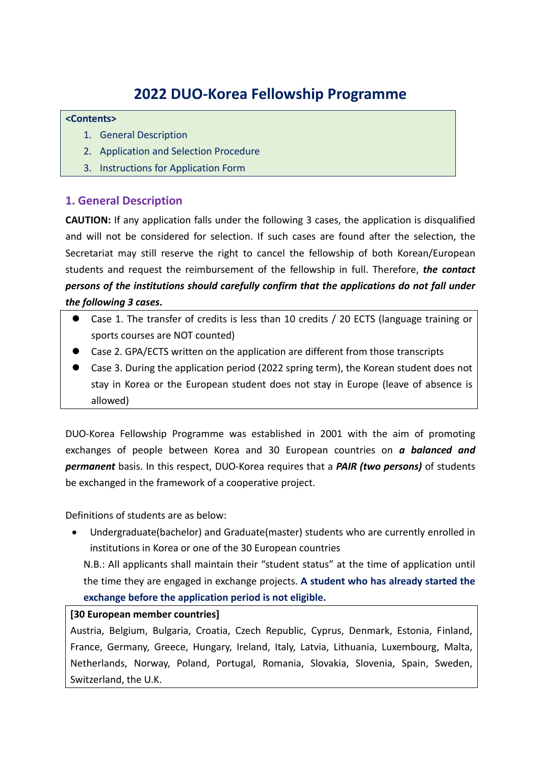# 2022 DUO-Korea Fellowship Programme

**<Contents>**

1. General Description
2. Application and Selection Procedure
3. Instructions for Application Form

## 1. General Description

**CAUTION:** If any application falls under the following 3 cases, the application is disqualified and will not be considered for selection. If such cases are found after the selection, the Secretariat may still reserve the right to cancel the fellowship of both Korean/European students and request the reimbursement of the fellowship in full. Therefore, ***the contact persons of the institutions should carefully confirm that the applications do not fall under the following 3 cases*.**

- Case 1. The transfer of credits is less than 10 credits / 20 ECTS (language training or sports courses are NOT counted)
- Case 2. GPA/ECTS written on the application are different from those transcripts
- Case 3. During the application period (2022 spring term), the Korean student does not stay in Korea or the European student does not stay in Europe (leave of absence is allowed)

DUO-Korea Fellowship Programme was established in 2001 with the aim of promoting exchanges of people between Korea and 30 European countries on ***a balanced and permanent*** basis. In this respect, DUO-Korea requires that a ***PAIR (two persons)*** of students be exchanged in the framework of a cooperative project.

Definitions of students are as below:

- Undergraduate(bachelor) and Graduate(master) students who are currently enrolled in institutions in Korea or one of the 30 European countries

  N.B.: All applicants shall maintain their "student status" at the time of application until the time they are engaged in exchange projects. **A student who has already started the exchange before the application period is not eligible.**

**[30 European member countries]**

Austria, Belgium, Bulgaria, Croatia, Czech Republic, Cyprus, Denmark, Estonia, Finland, France, Germany, Greece, Hungary, Ireland, Italy, Latvia, Lithuania, Luxembourg, Malta, Netherlands, Norway, Poland, Portugal, Romania, Slovakia, Slovenia, Spain, Sweden, Switzerland, the U.K.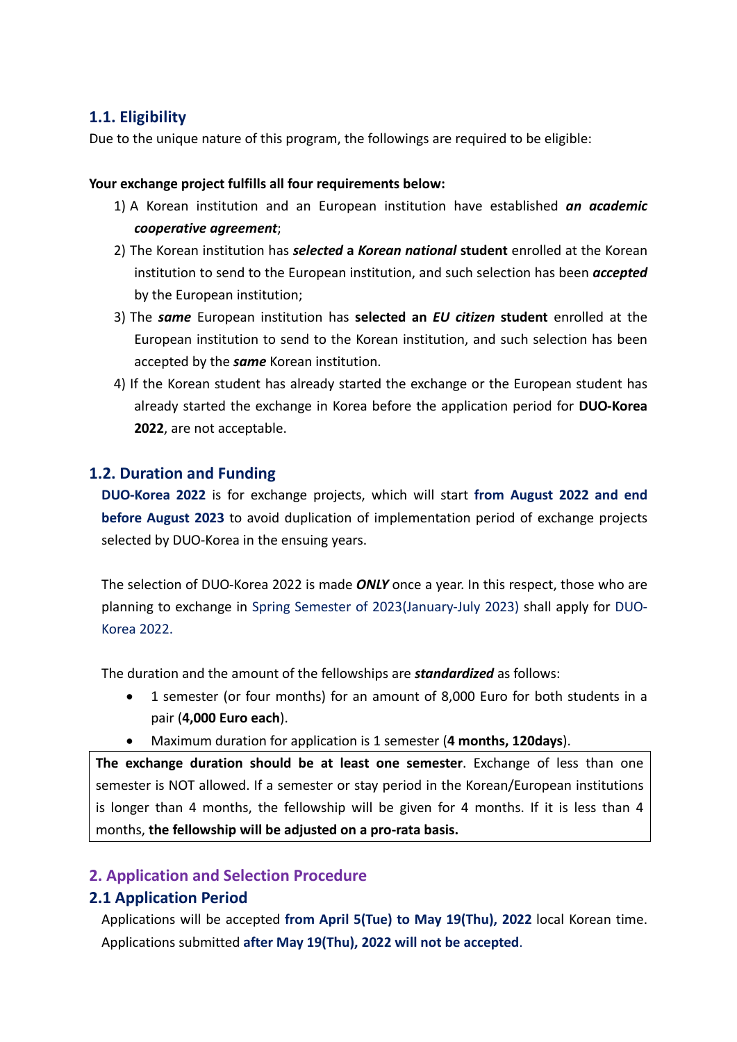## 1.1. Eligibility

Due to the unique nature of this program, the followings are required to be eligible:

**Your exchange project fulfills all four requirements below:**

1) A Korean institution and an European institution have established ***an academic cooperative agreement***;
2) The Korean institution has ***selected*** **a *Korean national* student** enrolled at the Korean institution to send to the European institution, and such selection has been ***accepted*** by the European institution;
3) The ***same*** European institution has **selected an *EU citizen* student** enrolled at the European institution to send to the Korean institution, and such selection has been accepted by the ***same*** Korean institution.
4) If the Korean student has already started the exchange or the European student has already started the exchange in Korea before the application period for **DUO-Korea 2022**, are not acceptable.

## 1.2. Duration and Funding

**DUO-Korea 2022** is for exchange projects, which will start **from August 2022 and end before August 2023** to avoid duplication of implementation period of exchange projects selected by DUO-Korea in the ensuing years.

The selection of DUO-Korea 2022 is made ***ONLY*** once a year. In this respect, those who are planning to exchange in Spring Semester of 2023(January-July 2023) shall apply for DUO-Korea 2022.

The duration and the amount of the fellowships are ***standardized*** as follows:

- 1 semester (or four months) for an amount of 8,000 Euro for both students in a pair (**4,000 Euro each**).
- Maximum duration for application is 1 semester (**4 months, 120days**).

**The exchange duration should be at least one semester**. Exchange of less than one semester is NOT allowed. If a semester or stay period in the Korean/European institutions is longer than 4 months, the fellowship will be given for 4 months. If it is less than 4 months, **the fellowship will be adjusted on a pro-rata basis.**

# 2. Application and Selection Procedure

## 2.1 Application Period

Applications will be accepted **from April 5(Tue) to May 19(Thu), 2022** local Korean time. Applications submitted **after May 19(Thu), 2022 will not be accepted**.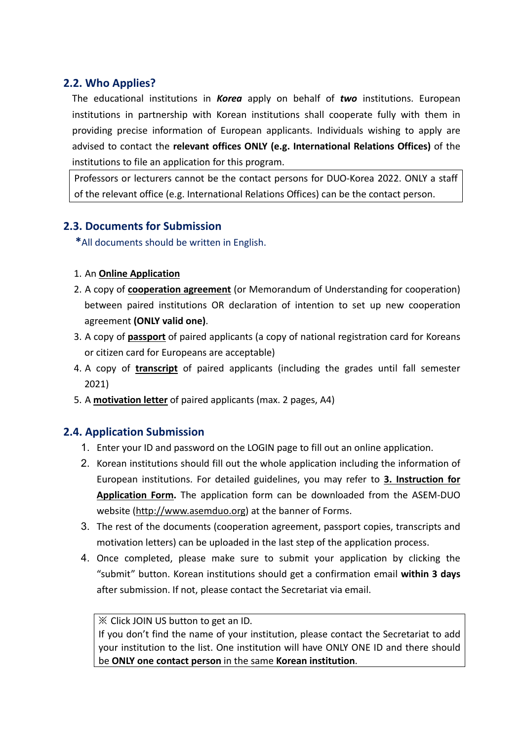## 2.2. Who Applies?

The educational institutions in ***Korea*** apply on behalf of ***two*** institutions. European institutions in partnership with Korean institutions shall cooperate fully with them in providing precise information of European applicants. Individuals wishing to apply are advised to contact the **relevant offices ONLY (e.g. International Relations Offices)** of the institutions to file an application for this program.

> Professors or lecturers cannot be the contact persons for DUO-Korea 2022. ONLY a staff of the relevant office (e.g. International Relations Offices) can be the contact person.

## 2.3. Documents for Submission

*All documents should be written in English.

1. An **<u>Online Application</u>**
2. A copy of **<u>cooperation agreement</u>** (or Memorandum of Understanding for cooperation) between paired institutions OR declaration of intention to set up new cooperation agreement **(ONLY valid one)**.
3. A copy of **<u>passport</u>** of paired applicants (a copy of national registration card for Koreans or citizen card for Europeans are acceptable)
4. A copy of **<u>transcript</u>** of paired applicants (including the grades until fall semester 2021)
5. A **<u>motivation letter</u>** of paired applicants (max. 2 pages, A4)

## 2.4. Application Submission

1. Enter your ID and password on the LOGIN page to fill out an online application.
2. Korean institutions should fill out the whole application including the information of European institutions. For detailed guidelines, you may refer to **<u>3. Instruction for Application Form</u>.** The application form can be downloaded from the ASEM-DUO website (http://www.asemduo.org) at the banner of Forms.
3. The rest of the documents (cooperation agreement, passport copies, transcripts and motivation letters) can be uploaded in the last step of the application process.
4. Once completed, please make sure to submit your application by clicking the "submit" button. Korean institutions should get a confirmation email **within 3 days** after submission. If not, please contact the Secretariat via email.

> ※ Click JOIN US button to get an ID.
> If you don't find the name of your institution, please contact the Secretariat to add your institution to the list. One institution will have ONLY ONE ID and there should be **ONLY one contact person** in the same **Korean institution**.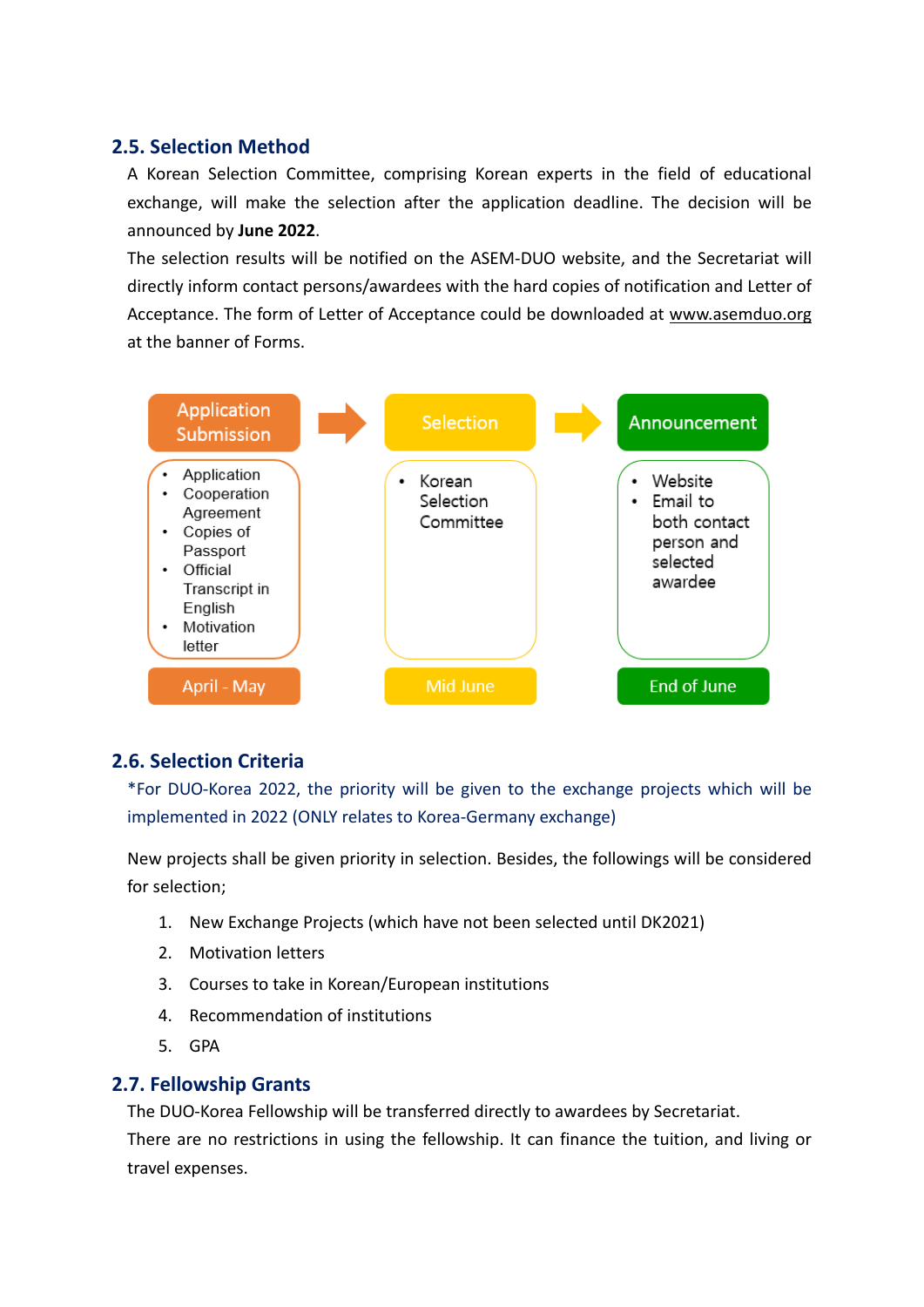## 2.5. Selection Method

A Korean Selection Committee, comprising Korean experts in the field of educational exchange, will make the selection after the application deadline. The decision will be announced by **June 2022**.

The selection results will be notified on the ASEM-DUO website, and the Secretariat will directly inform contact persons/awardees with the hard copies of notification and Letter of Acceptance. The form of Letter of Acceptance could be downloaded at www.asemduo.org at the banner of Forms.

| Application Submission | Selection | Announcement |
| --- | --- | --- |
| • Application<br>• Cooperation Agreement<br>• Copies of Passport<br>• Official Transcript in English<br>• Motivation letter | • Korean Selection Committee | • Website<br>• Email to both contact person and selected awardee |
| April - May | Mid June | End of June |

## 2.6. Selection Criteria

*For DUO-Korea 2022, the priority will be given to the exchange projects which will be implemented in 2022 (ONLY relates to Korea-Germany exchange)

New projects shall be given priority in selection. Besides, the followings will be considered for selection;

1. New Exchange Projects (which have not been selected until DK2021)
2. Motivation letters
3. Courses to take in Korean/European institutions
4. Recommendation of institutions
5. GPA

## 2.7. Fellowship Grants

The DUO-Korea Fellowship will be transferred directly to awardees by Secretariat.

There are no restrictions in using the fellowship. It can finance the tuition, and living or travel expenses.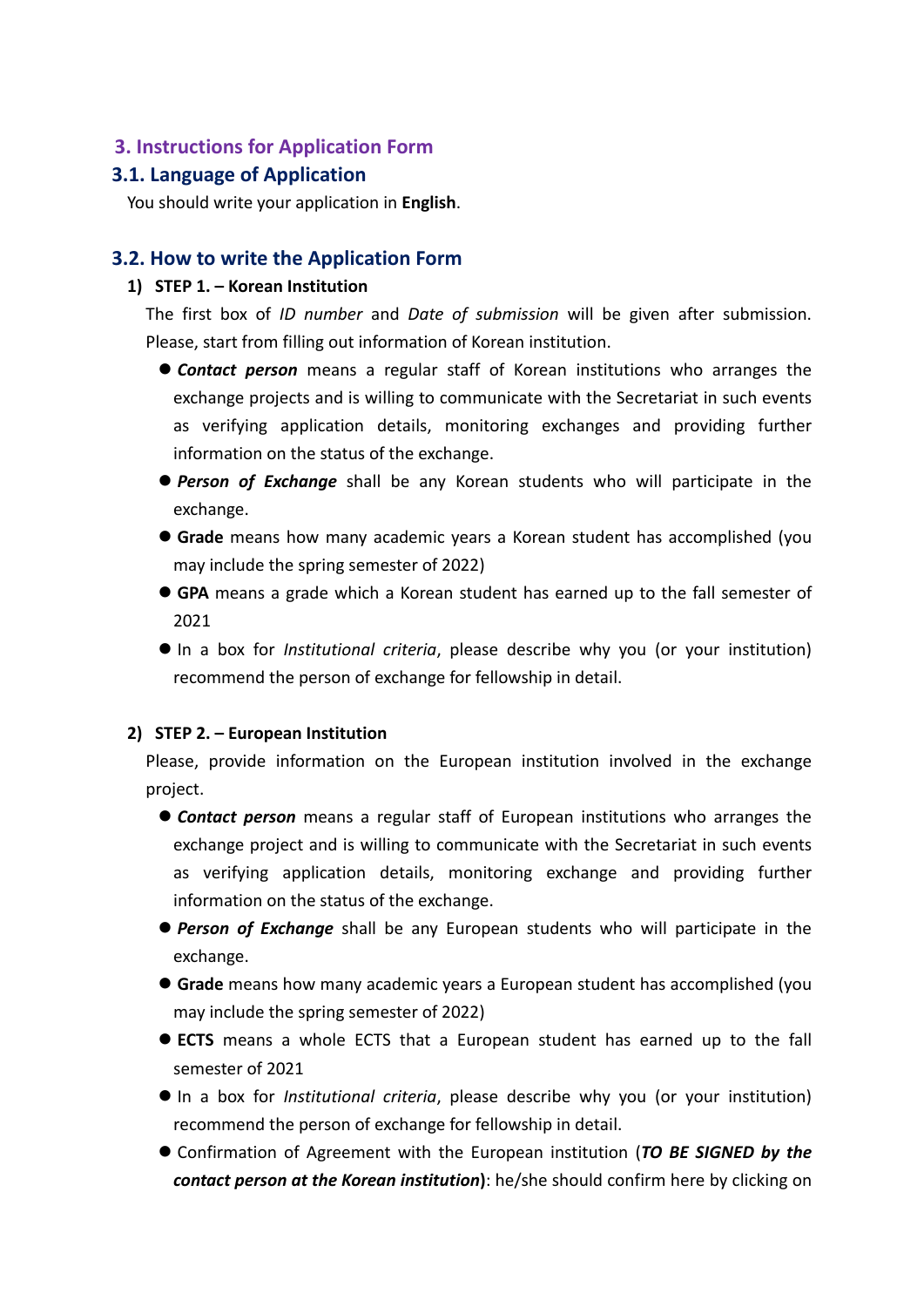## 3. Instructions for Application Form

### 3.1. Language of Application

You should write your application in **English**.

### 3.2. How to write the Application Form

**1) STEP 1. – Korean Institution**

The first box of *ID number* and *Date of submission* will be given after submission. Please, start from filling out information of Korean institution.

- ***Contact person*** means a regular staff of Korean institutions who arranges the exchange projects and is willing to communicate with the Secretariat in such events as verifying application details, monitoring exchanges and providing further information on the status of the exchange.
- ***Person of Exchange*** shall be any Korean students who will participate in the exchange.
- **Grade** means how many academic years a Korean student has accomplished (you may include the spring semester of 2022)
- **GPA** means a grade which a Korean student has earned up to the fall semester of 2021
- In a box for *Institutional criteria*, please describe why you (or your institution) recommend the person of exchange for fellowship in detail.

**2) STEP 2. – European Institution**

Please, provide information on the European institution involved in the exchange project.

- ***Contact person*** means a regular staff of European institutions who arranges the exchange project and is willing to communicate with the Secretariat in such events as verifying application details, monitoring exchange and providing further information on the status of the exchange.
- ***Person of Exchange*** shall be any European students who will participate in the exchange.
- **Grade** means how many academic years a European student has accomplished (you may include the spring semester of 2022)
- **ECTS** means a whole ECTS that a European student has earned up to the fall semester of 2021
- In a box for *Institutional criteria*, please describe why you (or your institution) recommend the person of exchange for fellowship in detail.
- Confirmation of Agreement with the European institution (***TO BE SIGNED by the contact person at the Korean institution***): he/she should confirm here by clicking on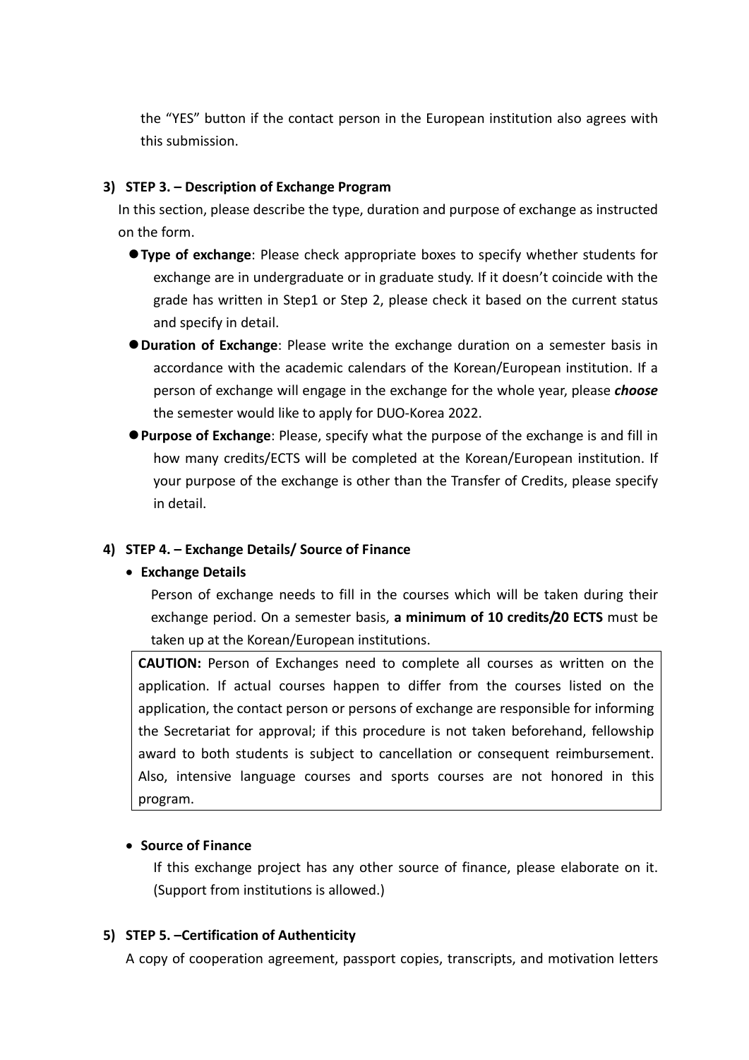the "YES" button if the contact person in the European institution also agrees with this submission.

**3) STEP 3. – Description of Exchange Program**

In this section, please describe the type, duration and purpose of exchange as instructed on the form.

- **Type of exchange**: Please check appropriate boxes to specify whether students for exchange are in undergraduate or in graduate study. If it doesn't coincide with the grade has written in Step1 or Step 2, please check it based on the current status and specify in detail.
- **Duration of Exchange**: Please write the exchange duration on a semester basis in accordance with the academic calendars of the Korean/European institution. If a person of exchange will engage in the exchange for the whole year, please ***choose*** the semester would like to apply for DUO-Korea 2022.
- **Purpose of Exchange**: Please, specify what the purpose of the exchange is and fill in how many credits/ECTS will be completed at the Korean/European institution. If your purpose of the exchange is other than the Transfer of Credits, please specify in detail.

**4) STEP 4. – Exchange Details/ Source of Finance**

- **Exchange Details**

  Person of exchange needs to fill in the courses which will be taken during their exchange period. On a semester basis, **a minimum of 10 credits/20 ECTS** must be taken up at the Korean/European institutions.

> **CAUTION:** Person of Exchanges need to complete all courses as written on the application. If actual courses happen to differ from the courses listed on the application, the contact person or persons of exchange are responsible for informing the Secretariat for approval; if this procedure is not taken beforehand, fellowship award to both students is subject to cancellation or consequent reimbursement. Also, intensive language courses and sports courses are not honored in this program.

- **Source of Finance**

  If this exchange project has any other source of finance, please elaborate on it. (Support from institutions is allowed.)

**5) STEP 5. –Certification of Authenticity**

A copy of cooperation agreement, passport copies, transcripts, and motivation letters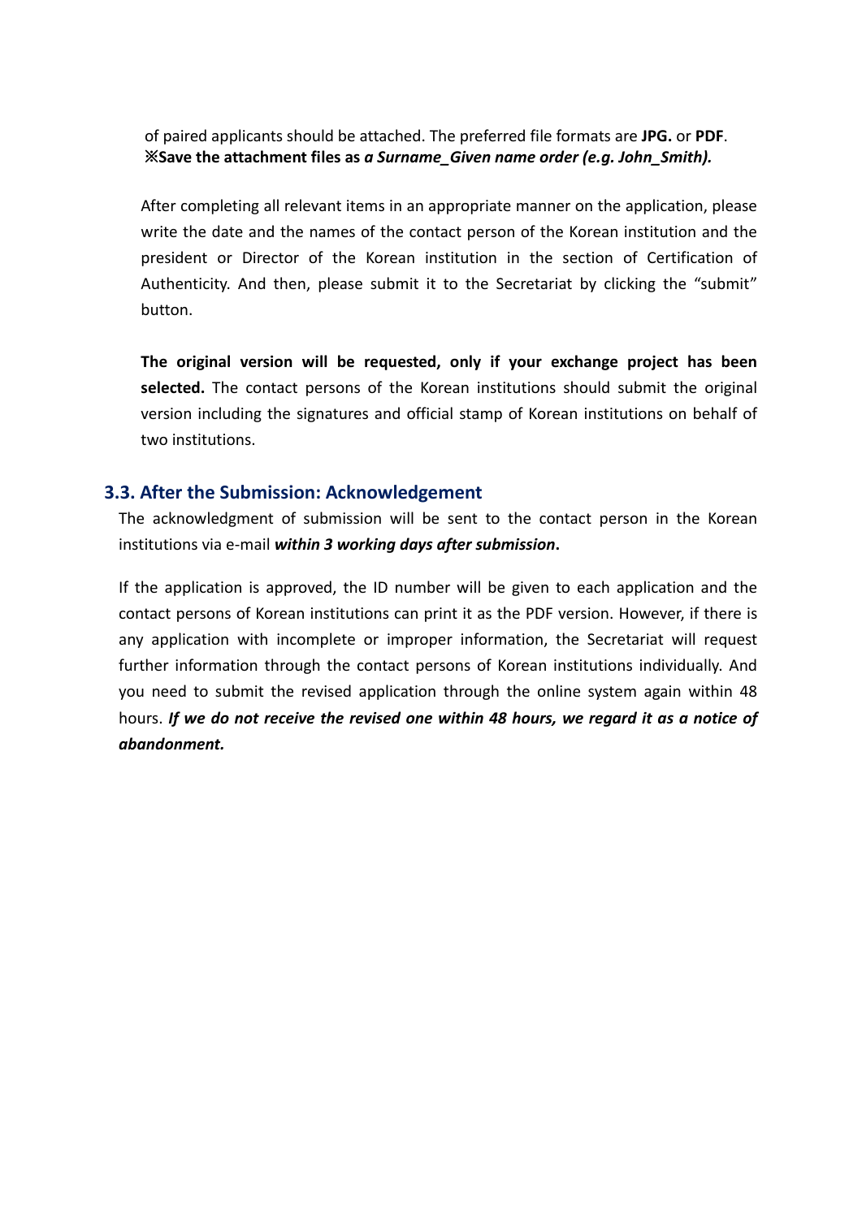of paired applicants should be attached. The preferred file formats are **JPG.** or **PDF**.
**※Save the attachment files as *a Surname_Given name order (e.g. John_Smith).***

After completing all relevant items in an appropriate manner on the application, please write the date and the names of the contact person of the Korean institution and the president or Director of the Korean institution in the section of Certification of Authenticity. And then, please submit it to the Secretariat by clicking the "submit" button.

**The original version will be requested, only if your exchange project has been selected.** The contact persons of the Korean institutions should submit the original version including the signatures and official stamp of Korean institutions on behalf of two institutions.

### 3.3. After the Submission: Acknowledgement

The acknowledgment of submission will be sent to the contact person in the Korean institutions via e-mail ***within 3 working days after submission*.**

If the application is approved, the ID number will be given to each application and the contact persons of Korean institutions can print it as the PDF version. However, if there is any application with incomplete or improper information, the Secretariat will request further information through the contact persons of Korean institutions individually. And you need to submit the revised application through the online system again within 48 hours. ***If we do not receive the revised one within 48 hours, we regard it as a notice of abandonment.***